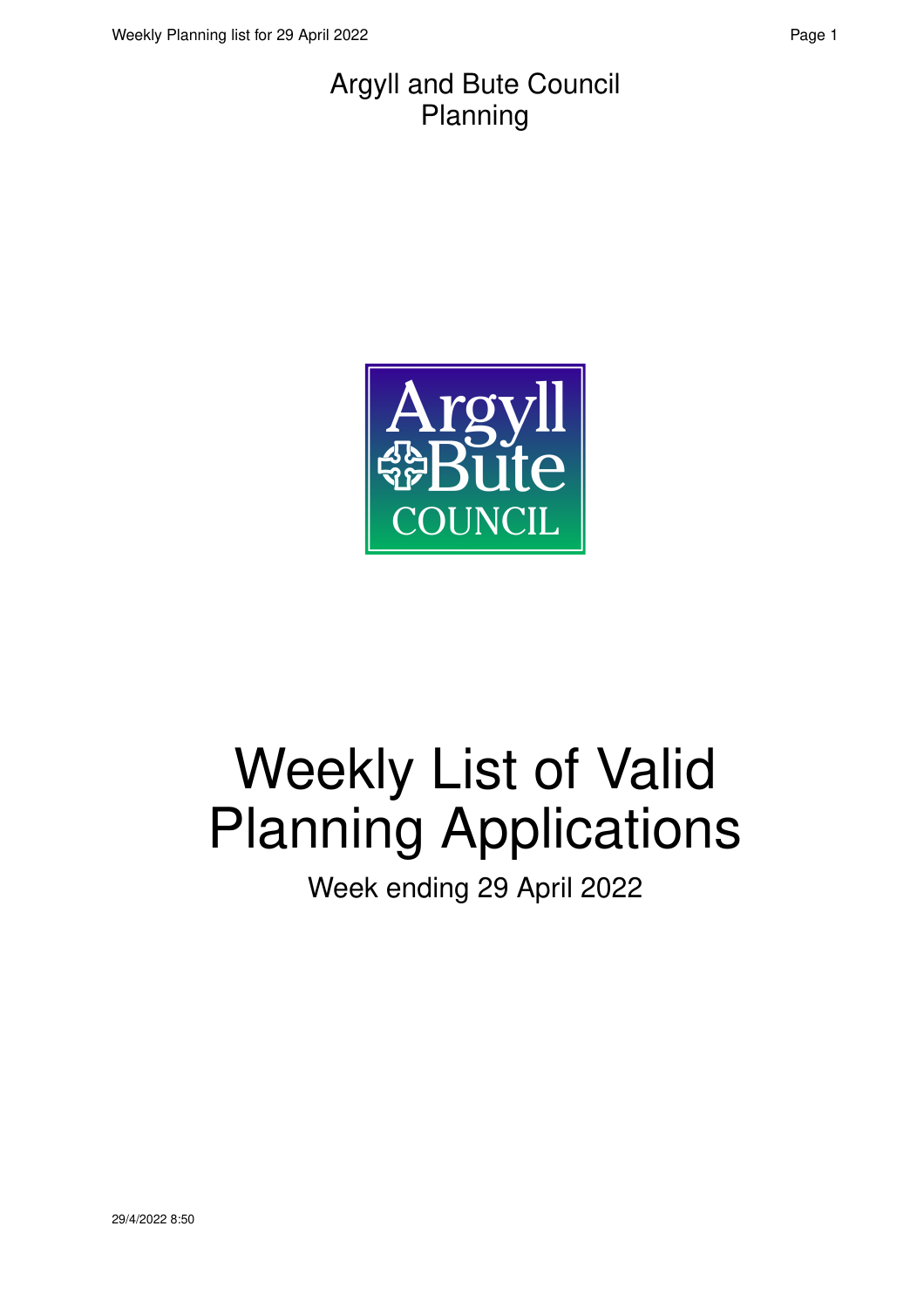Argyll and Bute Council
Planning

Argyll
Bute
COUNCIL

# Weekly List of Valid Planning Applications

Week ending 29 April 2022

29/4/2022 8:50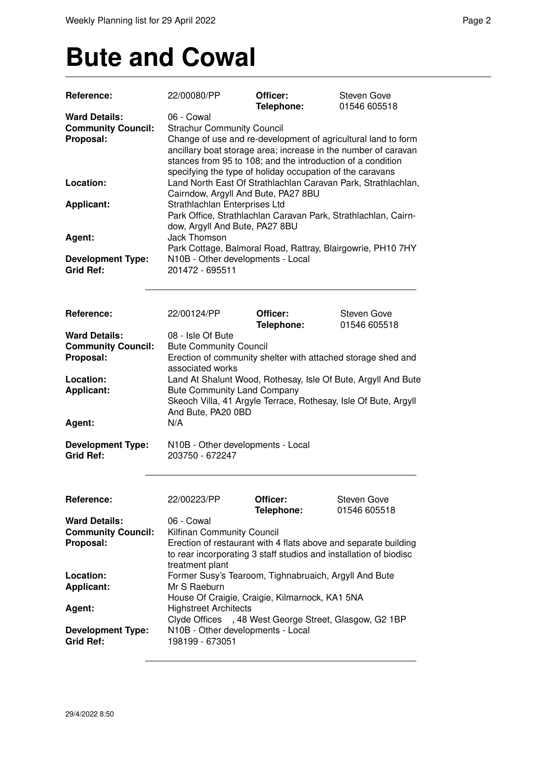# Bute and Cowal

| | | | |
|---|---|---|---|
| **Reference:** | 22/00080/PP | **Officer:** **Telephone:** | Steven Gove 01546 605518 |
| **Ward Details:** | 06 - Cowal | | |
| **Community Council:** | Strachur Community Council | | |
| **Proposal:** | Change of use and re-development of agricultural land to form ancillary boat storage area; increase in the number of caravan stances from 95 to 108; and the introduction of a condition specifying the type of holiday occupation of the caravans | | |
| **Location:** | Land North East Of Strathlachlan Caravan Park, Strathlachlan, Cairndow, Argyll And Bute, PA27 8BU | | |
| **Applicant:** | Strathlachlan Enterprises Ltd<br>Park Office, Strathlachlan Caravan Park, Strathlachlan, Cairndow, Argyll And Bute, PA27 8BU | | |
| **Agent:** | Jack Thomson<br>Park Cottage, Balmoral Road, Rattray, Blairgowrie, PH10 7HY | | |
| **Development Type:** | N10B - Other developments - Local | | |
| **Grid Ref:** | 201472 - 695511 | | |

| | | | |
|---|---|---|---|
| **Reference:** | 22/00124/PP | **Officer:** **Telephone:** | Steven Gove 01546 605518 |
| **Ward Details:** | 08 - Isle Of Bute | | |
| **Community Council:** | Bute Community Council | | |
| **Proposal:** | Erection of community shelter with attached storage shed and associated works | | |
| **Location:** | Land At Shalunt Wood, Rothesay, Isle Of Bute, Argyll And Bute | | |
| **Applicant:** | Bute Community Land Company<br>Skeoch Villa, 41 Argyle Terrace, Rothesay, Isle Of Bute, Argyll And Bute, PA20 0BD | | |
| **Agent:** | N/A | | |
| **Development Type:** | N10B - Other developments - Local | | |
| **Grid Ref:** | 203750 - 672247 | | |

| | | | |
|---|---|---|---|
| **Reference:** | 22/00223/PP | **Officer:** **Telephone:** | Steven Gove 01546 605518 |
| **Ward Details:** | 06 - Cowal | | |
| **Community Council:** | Kilfinan Community Council | | |
| **Proposal:** | Erection of restaurant with 4 flats above and separate building to rear incorporating 3 staff studios and installation of biodisc treatment plant | | |
| **Location:** | Former Susy's Tearoom, Tighnabruaich, Argyll And Bute | | |
| **Applicant:** | Mr S Raeburn<br>House Of Craigie, Craigie, Kilmarnock, KA1 5NA | | |
| **Agent:** | Highstreet Architects<br>Clyde Offices , 48 West George Street, Glasgow, G2 1BP | | |
| **Development Type:** | N10B - Other developments - Local | | |
| **Grid Ref:** | 198199 - 673051 | | |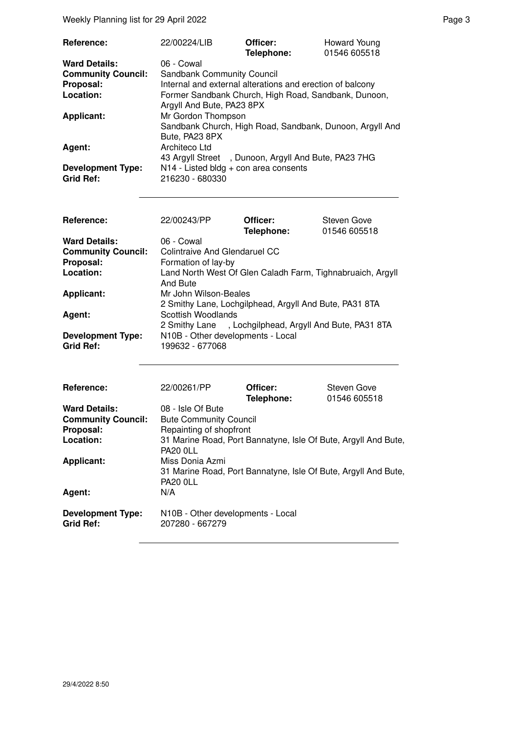| | | | |
|---|---|---|---|
| **Reference:** | 22/00224/LIB | **Officer:** **Telephone:** | Howard Young 01546 605518 |
| **Ward Details:** | 06 - Cowal | | |
| **Community Council:** | Sandbank Community Council | | |
| **Proposal:** | Internal and external alterations and erection of balcony | | |
| **Location:** | Former Sandbank Church, High Road, Sandbank, Dunoon, Argyll And Bute, PA23 8PX | | |
| **Applicant:** | Mr Gordon Thompson Sandbank Church, High Road, Sandbank, Dunoon, Argyll And Bute, PA23 8PX | | |
| **Agent:** | Architeco Ltd 43 Argyll Street , Dunoon, Argyll And Bute, PA23 7HG | | |
| **Development Type:** | N14 - Listed bldg + con area consents | | |
| **Grid Ref:** | 216230 - 680330 | | |

---

| | | | |
|---|---|---|---|
| **Reference:** | 22/00243/PP | **Officer:** **Telephone:** | Steven Gove 01546 605518 |
| **Ward Details:** | 06 - Cowal | | |
| **Community Council:** | Colintraive And Glendaruel CC | | |
| **Proposal:** | Formation of lay-by | | |
| **Location:** | Land North West Of Glen Caladh Farm, Tighnabruaich, Argyll And Bute | | |
| **Applicant:** | Mr John Wilson-Beales 2 Smithy Lane, Lochgilphead, Argyll And Bute, PA31 8TA | | |
| **Agent:** | Scottish Woodlands 2 Smithy Lane , Lochgilphead, Argyll And Bute, PA31 8TA | | |
| **Development Type:** | N10B - Other developments - Local | | |
| **Grid Ref:** | 199632 - 677068 | | |

---

| | | | |
|---|---|---|---|
| **Reference:** | 22/00261/PP | **Officer:** **Telephone:** | Steven Gove 01546 605518 |
| **Ward Details:** | 08 - Isle Of Bute | | |
| **Community Council:** | Bute Community Council | | |
| **Proposal:** | Repainting of shopfront | | |
| **Location:** | 31 Marine Road, Port Bannatyne, Isle Of Bute, Argyll And Bute, PA20 0LL | | |
| **Applicant:** | Miss Donia Azmi 31 Marine Road, Port Bannatyne, Isle Of Bute, Argyll And Bute, PA20 0LL | | |
| **Agent:** | N/A | | |
| **Development Type:** | N10B - Other developments - Local | | |
| **Grid Ref:** | 207280 - 667279 | | |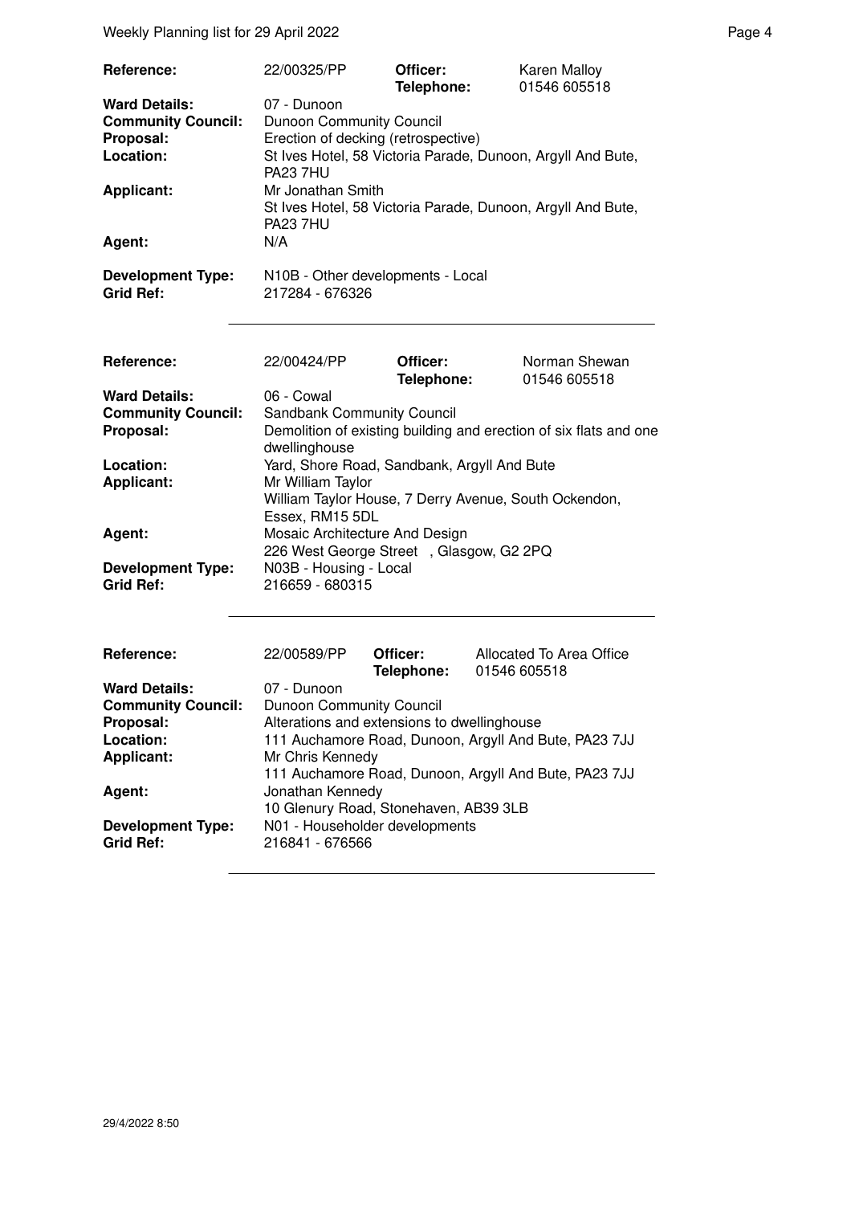| | | | |
|---|---|---|---|
| **Reference:** | 22/00325/PP | **Officer:** **Telephone:** | Karen Malloy 01546 605518 |
| **Ward Details:** | 07 - Dunoon | | |
| **Community Council:** | Dunoon Community Council | | |
| **Proposal:** | Erection of decking (retrospective) | | |
| **Location:** | St Ives Hotel, 58 Victoria Parade, Dunoon, Argyll And Bute, PA23 7HU | | |
| **Applicant:** | Mr Jonathan Smith St Ives Hotel, 58 Victoria Parade, Dunoon, Argyll And Bute, PA23 7HU | | |
| **Agent:** | N/A | | |
| **Development Type:** | N10B - Other developments - Local | | |
| **Grid Ref:** | 217284 - 676326 | | |

| | | | |
|---|---|---|---|
| **Reference:** | 22/00424/PP | **Officer:** **Telephone:** | Norman Shewan 01546 605518 |
| **Ward Details:** | 06 - Cowal | | |
| **Community Council:** | Sandbank Community Council | | |
| **Proposal:** | Demolition of existing building and erection of six flats and one dwellinghouse | | |
| **Location:** | Yard, Shore Road, Sandbank, Argyll And Bute | | |
| **Applicant:** | Mr William Taylor William Taylor House, 7 Derry Avenue, South Ockendon, Essex, RM15 5DL | | |
| **Agent:** | Mosaic Architecture And Design 226 West George Street , Glasgow, G2 2PQ | | |
| **Development Type:** | N03B - Housing - Local | | |
| **Grid Ref:** | 216659 - 680315 | | |

| | | | |
|---|---|---|---|
| **Reference:** | 22/00589/PP | **Officer:** **Telephone:** | Allocated To Area Office 01546 605518 |
| **Ward Details:** | 07 - Dunoon | | |
| **Community Council:** | Dunoon Community Council | | |
| **Proposal:** | Alterations and extensions to dwellinghouse | | |
| **Location:** | 111 Auchamore Road, Dunoon, Argyll And Bute, PA23 7JJ | | |
| **Applicant:** | Mr Chris Kennedy 111 Auchamore Road, Dunoon, Argyll And Bute, PA23 7JJ | | |
| **Agent:** | Jonathan Kennedy 10 Glenury Road, Stonehaven, AB39 3LB | | |
| **Development Type:** | N01 - Householder developments | | |
| **Grid Ref:** | 216841 - 676566 | | |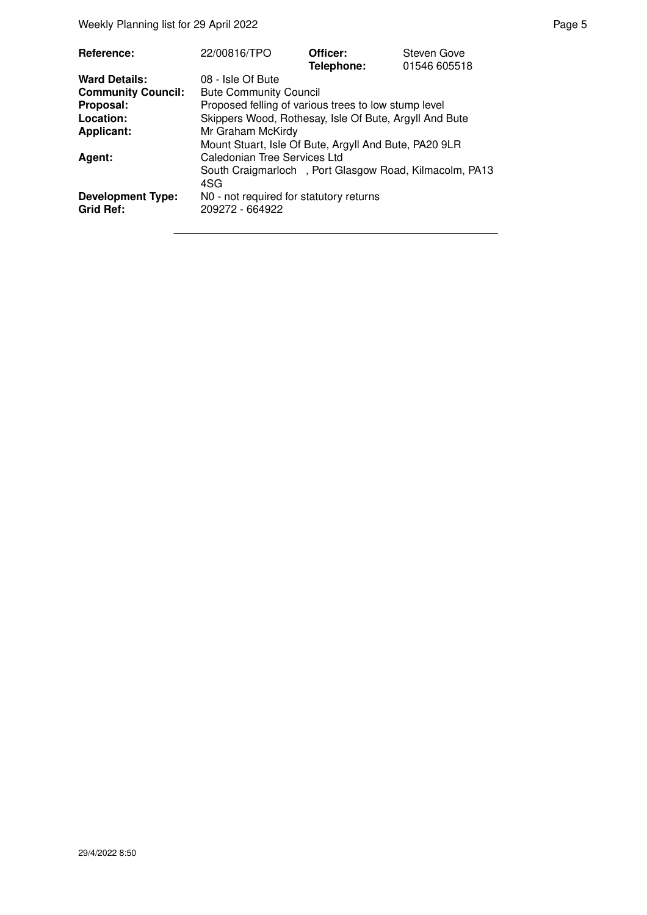| | | | |
|---|---|---|---|
| **Reference:** | 22/00816/TPO | **Officer:** **Telephone:** | Steven Gove 01546 605518 |
| **Ward Details:** | 08 - Isle Of Bute | | |
| **Community Council:** | Bute Community Council | | |
| **Proposal:** | Proposed felling of various trees to low stump level | | |
| **Location:** | Skippers Wood, Rothesay, Isle Of Bute, Argyll And Bute | | |
| **Applicant:** | Mr Graham McKirdy<br>Mount Stuart, Isle Of Bute, Argyll And Bute, PA20 9LR | | |
| **Agent:** | Caledonian Tree Services Ltd<br>South Craigmarloch , Port Glasgow Road, Kilmacolm, PA13 4SG | | |
| **Development Type:** | N0 - not required for statutory returns | | |
| **Grid Ref:** | 209272 - 664922 | | |

29/4/2022 8:50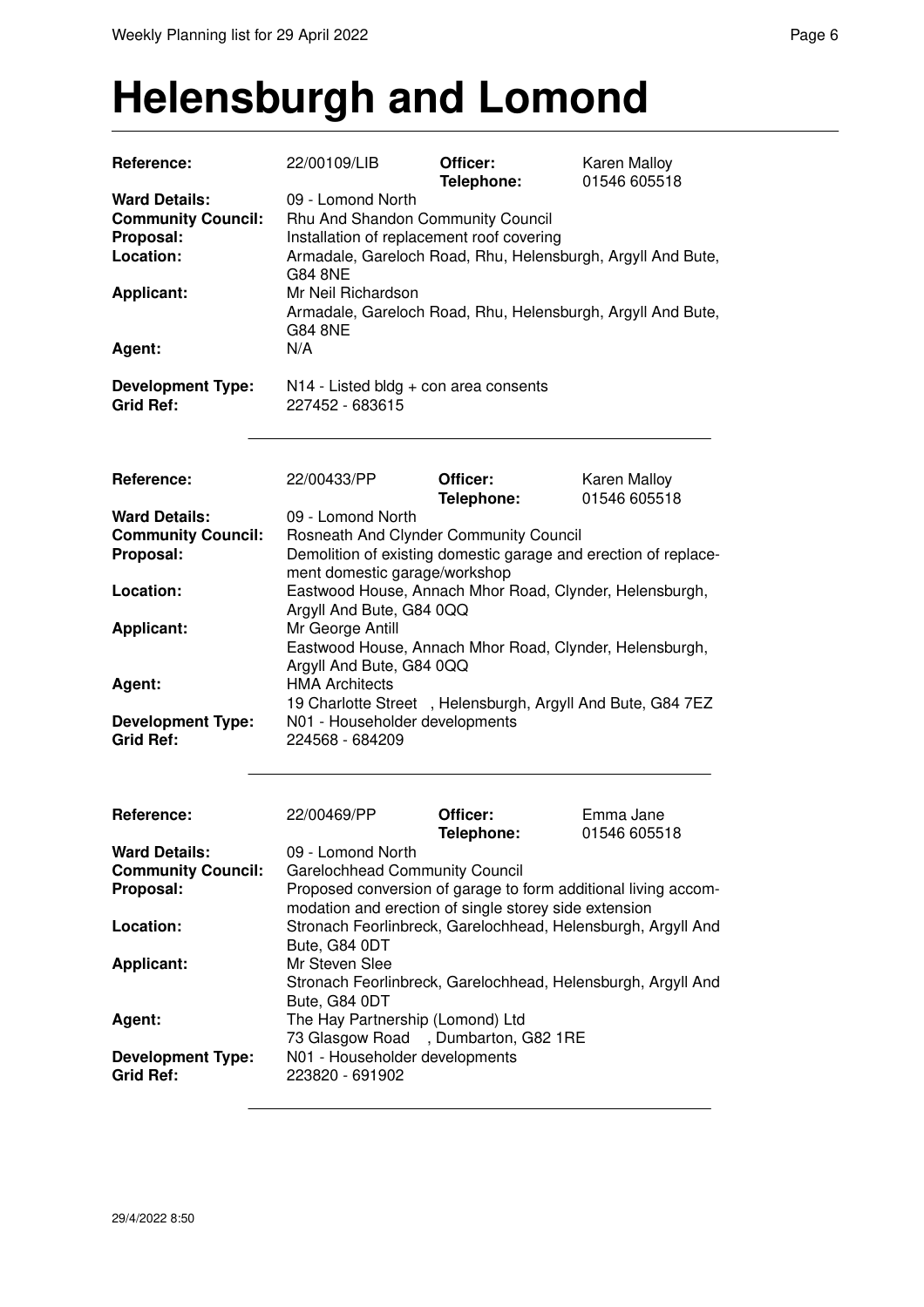# Helensburgh and Lomond

| | | | |
|---|---|---|---|
| **Reference:** | 22/00109/LIB | **Officer:** | Karen Malloy |
| | | **Telephone:** | 01546 605518 |
| **Ward Details:** | 09 - Lomond North | | |
| **Community Council:** | Rhu And Shandon Community Council | | |
| **Proposal:** | Installation of replacement roof covering | | |
| **Location:** | Armadale, Gareloch Road, Rhu, Helensburgh, Argyll And Bute, G84 8NE | | |
| **Applicant:** | Mr Neil Richardson<br>Armadale, Gareloch Road, Rhu, Helensburgh, Argyll And Bute, G84 8NE | | |
| **Agent:** | N/A | | |
| **Development Type:** | N14 - Listed bldg + con area consents | | |
| **Grid Ref:** | 227452 - 683615 | | |

---

| | | | |
|---|---|---|---|
| **Reference:** | 22/00433/PP | **Officer:** | Karen Malloy |
| | | **Telephone:** | 01546 605518 |
| **Ward Details:** | 09 - Lomond North | | |
| **Community Council:** | Rosneath And Clynder Community Council | | |
| **Proposal:** | Demolition of existing domestic garage and erection of replacement domestic garage/workshop | | |
| **Location:** | Eastwood House, Annach Mhor Road, Clynder, Helensburgh, Argyll And Bute, G84 0QQ | | |
| **Applicant:** | Mr George Antill<br>Eastwood House, Annach Mhor Road, Clynder, Helensburgh, Argyll And Bute, G84 0QQ | | |
| **Agent:** | HMA Architects<br>19 Charlotte Street , Helensburgh, Argyll And Bute, G84 7EZ | | |
| **Development Type:** | N01 - Householder developments | | |
| **Grid Ref:** | 224568 - 684209 | | |

---

| | | | |
|---|---|---|---|
| **Reference:** | 22/00469/PP | **Officer:** | Emma Jane |
| | | **Telephone:** | 01546 605518 |
| **Ward Details:** | 09 - Lomond North | | |
| **Community Council:** | Garelochhead Community Council | | |
| **Proposal:** | Proposed conversion of garage to form additional living accommodation and erection of single storey side extension | | |
| **Location:** | Stronach Feorlinbreck, Garelochhead, Helensburgh, Argyll And Bute, G84 0DT | | |
| **Applicant:** | Mr Steven Slee<br>Stronach Feorlinbreck, Garelochhead, Helensburgh, Argyll And Bute, G84 0DT | | |
| **Agent:** | The Hay Partnership (Lomond) Ltd<br>73 Glasgow Road , Dumbarton, G82 1RE | | |
| **Development Type:** | N01 - Householder developments | | |
| **Grid Ref:** | 223820 - 691902 | | |

---

29/4/2022 8:50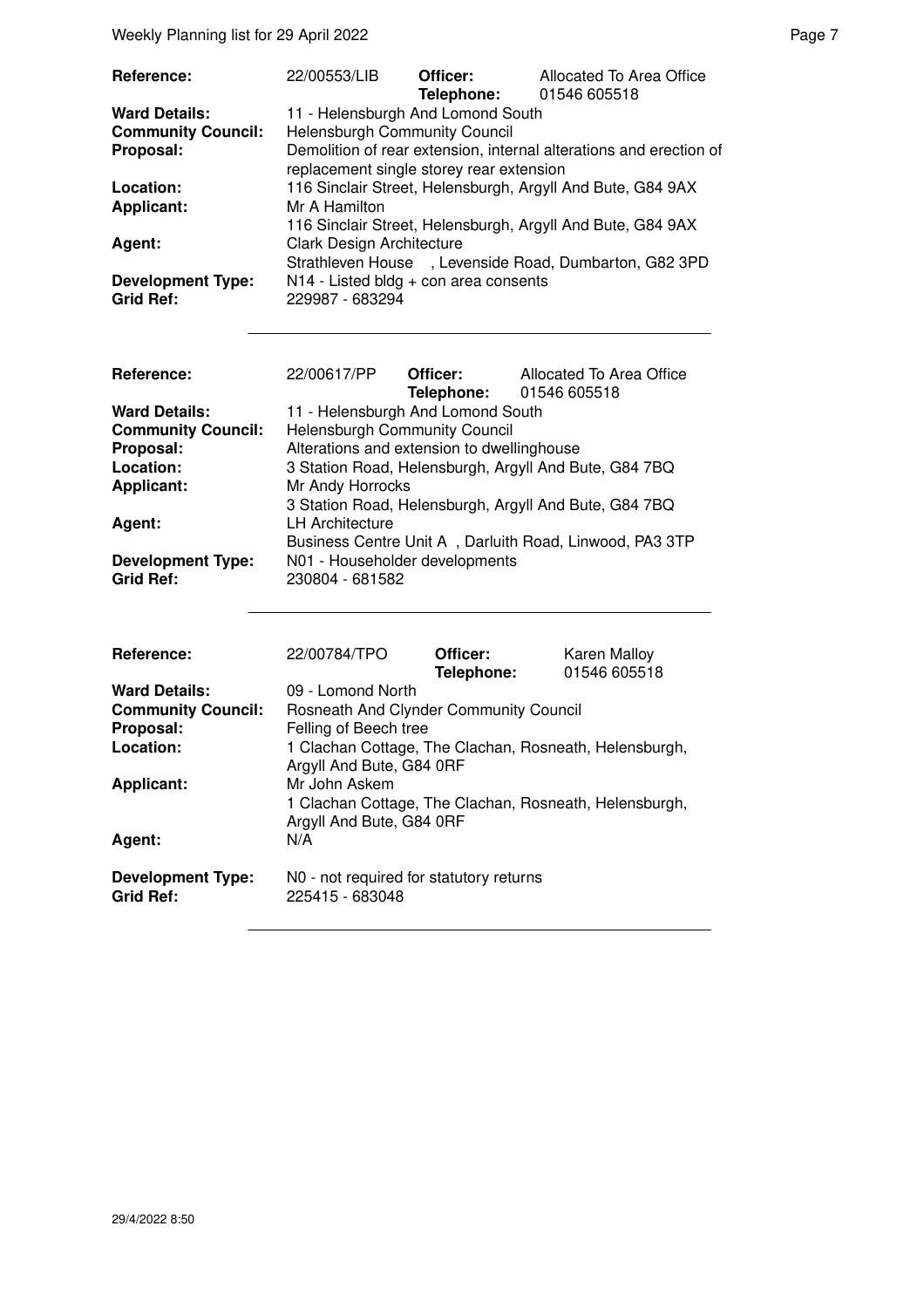| | | | |
|---|---|---|---|
| **Reference:** | 22/00553/LIB | **Officer:** **Telephone:** | Allocated To Area Office 01546 605518 |
| **Ward Details:** | 11 - Helensburgh And Lomond South | | |
| **Community Council:** | Helensburgh Community Council | | |
| **Proposal:** | Demolition of rear extension, internal alterations and erection of replacement single storey rear extension | | |
| **Location:** | 116 Sinclair Street, Helensburgh, Argyll And Bute, G84 9AX | | |
| **Applicant:** | Mr A Hamilton<br>116 Sinclair Street, Helensburgh, Argyll And Bute, G84 9AX | | |
| **Agent:** | Clark Design Architecture<br>Strathleven House , Levenside Road, Dumbarton, G82 3PD | | |
| **Development Type:** | N14 - Listed bldg + con area consents | | |
| **Grid Ref:** | 229987 - 683294 | | |

| | | | |
|---|---|---|---|
| **Reference:** | 22/00617/PP | **Officer:** **Telephone:** | Allocated To Area Office 01546 605518 |
| **Ward Details:** | 11 - Helensburgh And Lomond South | | |
| **Community Council:** | Helensburgh Community Council | | |
| **Proposal:** | Alterations and extension to dwellinghouse | | |
| **Location:** | 3 Station Road, Helensburgh, Argyll And Bute, G84 7BQ | | |
| **Applicant:** | Mr Andy Horrocks<br>3 Station Road, Helensburgh, Argyll And Bute, G84 7BQ | | |
| **Agent:** | LH Architecture<br>Business Centre Unit A , Darluith Road, Linwood, PA3 3TP | | |
| **Development Type:** | N01 - Householder developments | | |
| **Grid Ref:** | 230804 - 681582 | | |

| | | | |
|---|---|---|---|
| **Reference:** | 22/00784/TPO | **Officer:** **Telephone:** | Karen Malloy 01546 605518 |
| **Ward Details:** | 09 - Lomond North | | |
| **Community Council:** | Rosneath And Clynder Community Council | | |
| **Proposal:** | Felling of Beech tree | | |
| **Location:** | 1 Clachan Cottage, The Clachan, Rosneath, Helensburgh, Argyll And Bute, G84 0RF | | |
| **Applicant:** | Mr John Askem<br>1 Clachan Cottage, The Clachan, Rosneath, Helensburgh, Argyll And Bute, G84 0RF | | |
| **Agent:** | N/A | | |
| **Development Type:** | N0 - not required for statutory returns | | |
| **Grid Ref:** | 225415 - 683048 | | |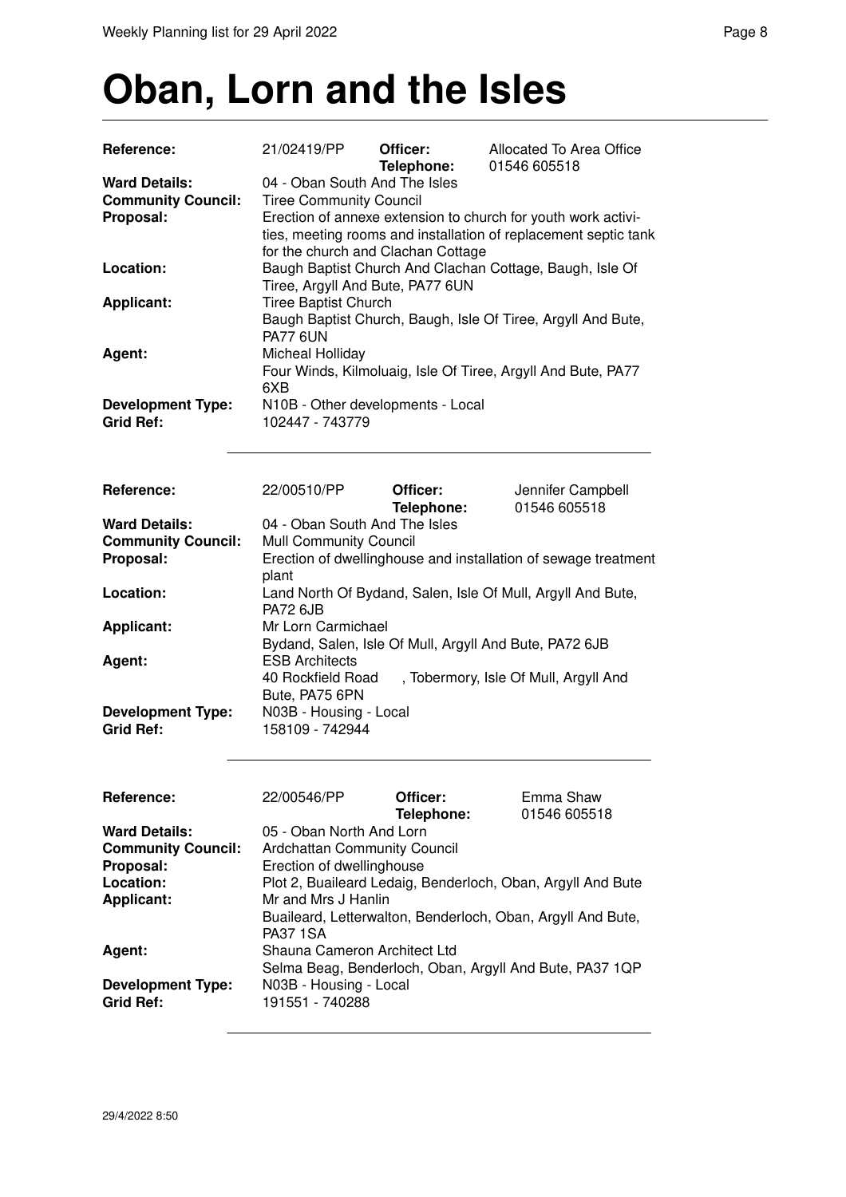# Oban, Lorn and the Isles

| | | | |
|---|---|---|---|
| **Reference:** | 21/02419/PP | **Officer:** **Telephone:** | Allocated To Area Office 01546 605518 |
| **Ward Details:** | 04 - Oban South And The Isles | | |
| **Community Council:** | Tiree Community Council | | |
| **Proposal:** | Erection of annexe extension to church for youth work activities, meeting rooms and installation of replacement septic tank for the church and Clachan Cottage | | |
| **Location:** | Baugh Baptist Church And Clachan Cottage, Baugh, Isle Of Tiree, Argyll And Bute, PA77 6UN | | |
| **Applicant:** | Tiree Baptist Church Baugh Baptist Church, Baugh, Isle Of Tiree, Argyll And Bute, PA77 6UN | | |
| **Agent:** | Micheal Holliday Four Winds, Kilmoluaig, Isle Of Tiree, Argyll And Bute, PA77 6XB | | |
| **Development Type:** | N10B - Other developments - Local | | |
| **Grid Ref:** | 102447 - 743779 | | |

| | | | |
|---|---|---|---|
| **Reference:** | 22/00510/PP | **Officer:** **Telephone:** | Jennifer Campbell 01546 605518 |
| **Ward Details:** | 04 - Oban South And The Isles | | |
| **Community Council:** | Mull Community Council | | |
| **Proposal:** | Erection of dwellinghouse and installation of sewage treatment plant | | |
| **Location:** | Land North Of Bydand, Salen, Isle Of Mull, Argyll And Bute, PA72 6JB | | |
| **Applicant:** | Mr Lorn Carmichael Bydand, Salen, Isle Of Mull, Argyll And Bute, PA72 6JB | | |
| **Agent:** | ESB Architects 40 Rockfield Road , Tobermory, Isle Of Mull, Argyll And Bute, PA75 6PN | | |
| **Development Type:** | N03B - Housing - Local | | |
| **Grid Ref:** | 158109 - 742944 | | |

| | | | |
|---|---|---|---|
| **Reference:** | 22/00546/PP | **Officer:** **Telephone:** | Emma Shaw 01546 605518 |
| **Ward Details:** | 05 - Oban North And Lorn | | |
| **Community Council:** | Ardchattan Community Council | | |
| **Proposal:** | Erection of dwellinghouse | | |
| **Location:** | Plot 2, Buaileard Ledaig, Benderloch, Oban, Argyll And Bute | | |
| **Applicant:** | Mr and Mrs J Hanlin Buaileard, Letterwalton, Benderloch, Oban, Argyll And Bute, PA37 1SA | | |
| **Agent:** | Shauna Cameron Architect Ltd Selma Beag, Benderloch, Oban, Argyll And Bute, PA37 1QP | | |
| **Development Type:** | N03B - Housing - Local | | |
| **Grid Ref:** | 191551 - 740288 | | |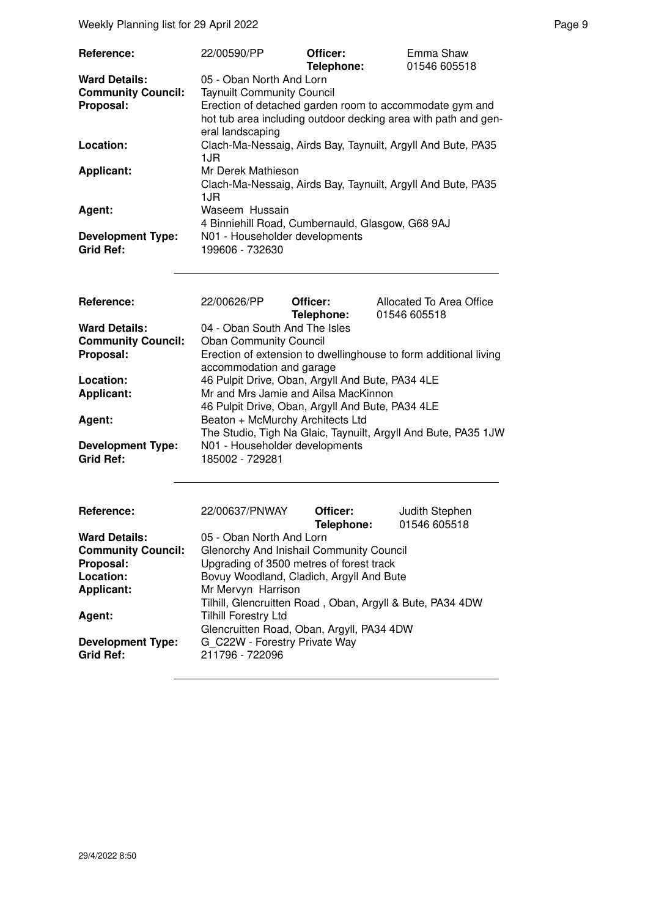| | | | |
|---|---|---|---|
| **Reference:** | 22/00590/PP | **Officer:** **Telephone:** | Emma Shaw 01546 605518 |
| **Ward Details:** | 05 - Oban North And Lorn | | |
| **Community Council:** | Taynuilt Community Council | | |
| **Proposal:** | Erection of detached garden room to accommodate gym and hot tub area including outdoor decking area with path and general landscaping | | |
| **Location:** | Clach-Ma-Nessaig, Airds Bay, Taynuilt, Argyll And Bute, PA35 1JR | | |
| **Applicant:** | Mr Derek Mathieson Clach-Ma-Nessaig, Airds Bay, Taynuilt, Argyll And Bute, PA35 1JR | | |
| **Agent:** | Waseem Hussain 4 Binniehill Road, Cumbernauld, Glasgow, G68 9AJ | | |
| **Development Type:** | N01 - Householder developments | | |
| **Grid Ref:** | 199606 - 732630 | | |

| | | | |
|---|---|---|---|
| **Reference:** | 22/00626/PP | **Officer:** **Telephone:** | Allocated To Area Office 01546 605518 |
| **Ward Details:** | 04 - Oban South And The Isles | | |
| **Community Council:** | Oban Community Council | | |
| **Proposal:** | Erection of extension to dwellinghouse to form additional living accommodation and garage | | |
| **Location:** | 46 Pulpit Drive, Oban, Argyll And Bute, PA34 4LE | | |
| **Applicant:** | Mr and Mrs Jamie and Ailsa MacKinnon 46 Pulpit Drive, Oban, Argyll And Bute, PA34 4LE | | |
| **Agent:** | Beaton + McMurchy Architects Ltd The Studio, Tigh Na Glaic, Taynuilt, Argyll And Bute, PA35 1JW | | |
| **Development Type:** | N01 - Householder developments | | |
| **Grid Ref:** | 185002 - 729281 | | |

| | | | |
|---|---|---|---|
| **Reference:** | 22/00637/PNWAY | **Officer:** **Telephone:** | Judith Stephen 01546 605518 |
| **Ward Details:** | 05 - Oban North And Lorn | | |
| **Community Council:** | Glenorchy And Inishail Community Council | | |
| **Proposal:** | Upgrading of 3500 metres of forest track | | |
| **Location:** | Bovuy Woodland, Cladich, Argyll And Bute | | |
| **Applicant:** | Mr Mervyn Harrison Tilhill, Glencruitten Road , Oban, Argyll & Bute, PA34 4DW | | |
| **Agent:** | Tilhill Forestry Ltd Glencruitten Road, Oban, Argyll, PA34 4DW | | |
| **Development Type:** | G_C22W - Forestry Private Way | | |
| **Grid Ref:** | 211796 - 722096 | | |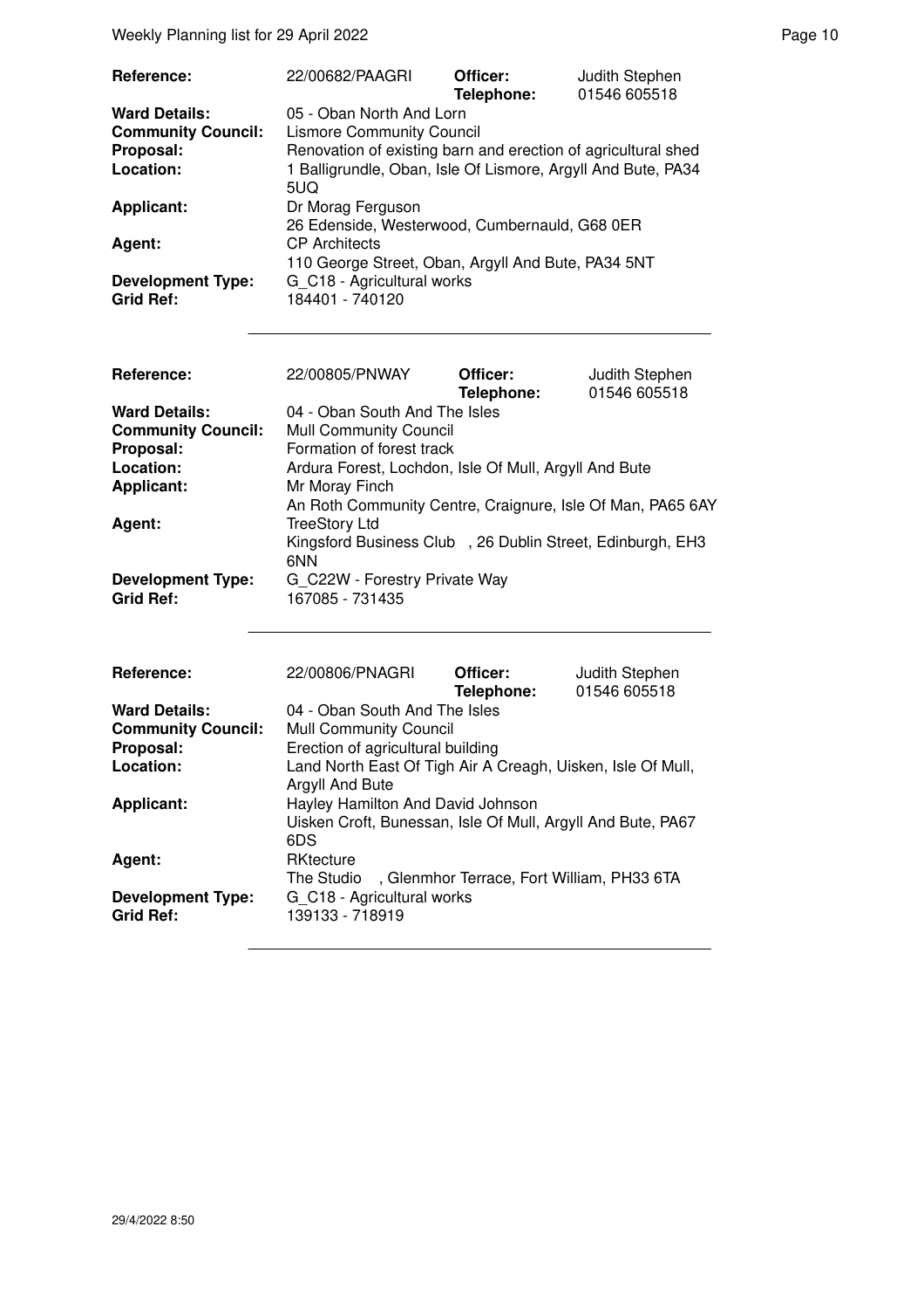| Reference: | 22/00682/PAAGRI | Officer: Telephone: | Judith Stephen 01546 605518 |
|---|---|---|---|
| **Ward Details:** | 05 - Oban North And Lorn | | |
| **Community Council:** | Lismore Community Council | | |
| **Proposal:** | Renovation of existing barn and erection of agricultural shed | | |
| **Location:** | 1 Balligrundle, Oban, Isle Of Lismore, Argyll And Bute, PA34 5UQ | | |
| **Applicant:** | Dr Morag Ferguson 26 Edenside, Westerwood, Cumbernauld, G68 0ER | | |
| **Agent:** | CP Architects 110 George Street, Oban, Argyll And Bute, PA34 5NT | | |
| **Development Type:** | G_C18 - Agricultural works | | |
| **Grid Ref:** | 184401 - 740120 | | |

| Reference: | 22/00805/PNWAY | Officer: Telephone: | Judith Stephen 01546 605518 |
|---|---|---|---|
| **Ward Details:** | 04 - Oban South And The Isles | | |
| **Community Council:** | Mull Community Council | | |
| **Proposal:** | Formation of forest track | | |
| **Location:** | Ardura Forest, Lochdon, Isle Of Mull, Argyll And Bute | | |
| **Applicant:** | Mr Moray Finch An Roth Community Centre, Craignure, Isle Of Man, PA65 6AY | | |
| **Agent:** | TreeStory Ltd Kingsford Business Club , 26 Dublin Street, Edinburgh, EH3 6NN | | |
| **Development Type:** | G_C22W - Forestry Private Way | | |
| **Grid Ref:** | 167085 - 731435 | | |

| Reference: | 22/00806/PNAGRI | Officer: Telephone: | Judith Stephen 01546 605518 |
|---|---|---|---|
| **Ward Details:** | 04 - Oban South And The Isles | | |
| **Community Council:** | Mull Community Council | | |
| **Proposal:** | Erection of agricultural building | | |
| **Location:** | Land North East Of Tigh Air A Creagh, Uisken, Isle Of Mull, Argyll And Bute | | |
| **Applicant:** | Hayley Hamilton And David Johnson Uisken Croft, Bunessan, Isle Of Mull, Argyll And Bute, PA67 6DS | | |
| **Agent:** | RKtecture The Studio , Glenmhor Terrace, Fort William, PH33 6TA | | |
| **Development Type:** | G_C18 - Agricultural works | | |
| **Grid Ref:** | 139133 - 718919 | | |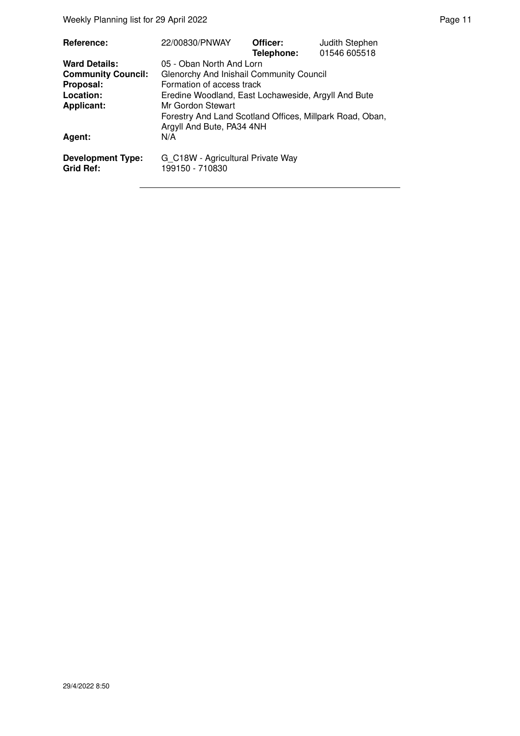| | | | |
|---|---|---|---|
| **Reference:** | 22/00830/PNWAY | **Officer:** **Telephone:** | Judith Stephen 01546 605518 |
| **Ward Details:** | 05 - Oban North And Lorn | | |
| **Community Council:** | Glenorchy And Inishail Community Council | | |
| **Proposal:** | Formation of access track | | |
| **Location:** | Eredine Woodland, East Lochaweside, Argyll And Bute | | |
| **Applicant:** | Mr Gordon Stewart Forestry And Land Scotland Offices, Millpark Road, Oban, Argyll And Bute, PA34 4NH | | |
| **Agent:** | N/A | | |
| **Development Type:** | G_C18W - Agricultural Private Way | | |
| **Grid Ref:** | 199150 - 710830 | | |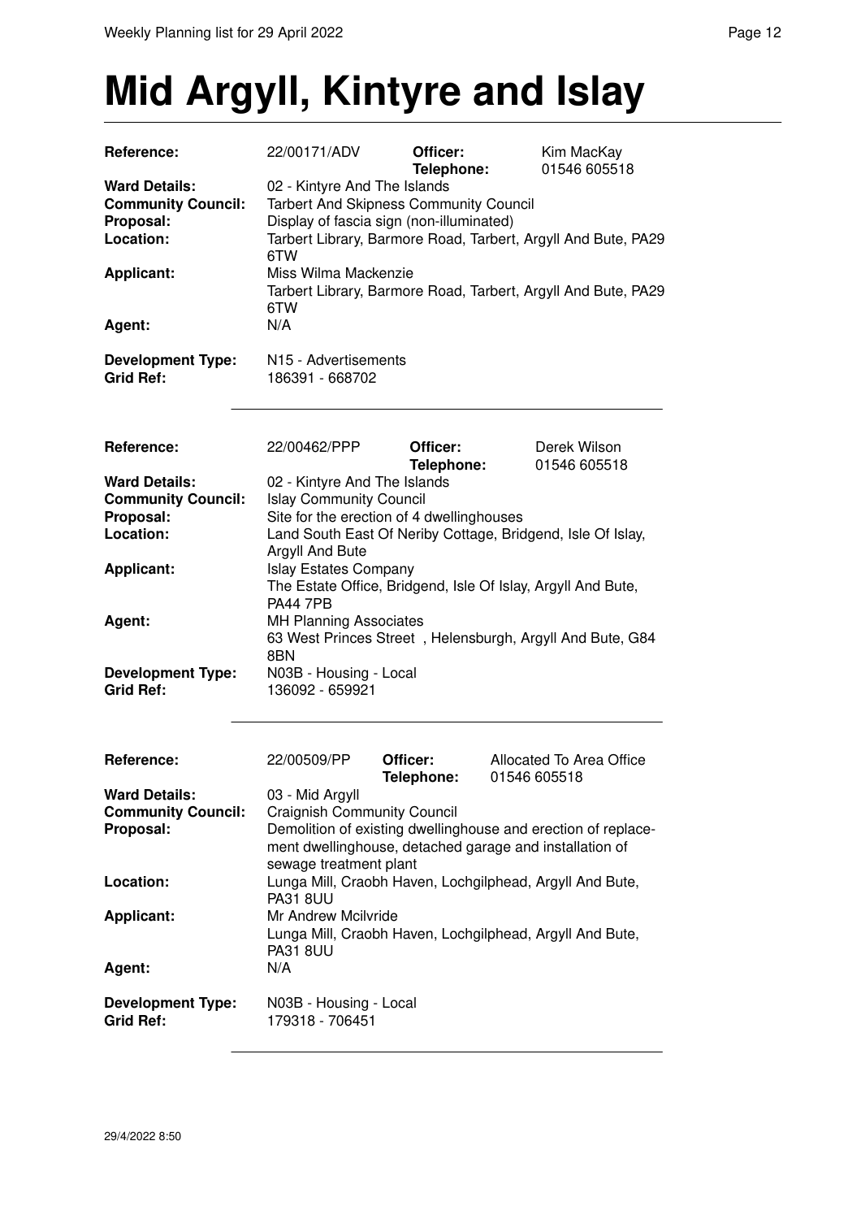# Mid Argyll, Kintyre and Islay

| | | | |
|---|---|---|---|
| **Reference:** | 22/00171/ADV | **Officer:** **Telephone:** | Kim MacKay 01546 605518 |
| **Ward Details:** | 02 - Kintyre And The Islands | | |
| **Community Council:** | Tarbert And Skipness Community Council | | |
| **Proposal:** | Display of fascia sign (non-illuminated) | | |
| **Location:** | Tarbert Library, Barmore Road, Tarbert, Argyll And Bute, PA29 6TW | | |
| **Applicant:** | Miss Wilma Mackenzie Tarbert Library, Barmore Road, Tarbert, Argyll And Bute, PA29 6TW | | |
| **Agent:** | N/A | | |
| **Development Type:** | N15 - Advertisements | | |
| **Grid Ref:** | 186391 - 668702 | | |

| | | | |
|---|---|---|---|
| **Reference:** | 22/00462/PPP | **Officer:** **Telephone:** | Derek Wilson 01546 605518 |
| **Ward Details:** | 02 - Kintyre And The Islands | | |
| **Community Council:** | Islay Community Council | | |
| **Proposal:** | Site for the erection of 4 dwellinghouses | | |
| **Location:** | Land South East Of Neriby Cottage, Bridgend, Isle Of Islay, Argyll And Bute | | |
| **Applicant:** | Islay Estates Company The Estate Office, Bridgend, Isle Of Islay, Argyll And Bute, PA44 7PB | | |
| **Agent:** | MH Planning Associates 63 West Princes Street , Helensburgh, Argyll And Bute, G84 8BN | | |
| **Development Type:** | N03B - Housing - Local | | |
| **Grid Ref:** | 136092 - 659921 | | |

| | | | |
|---|---|---|---|
| **Reference:** | 22/00509/PP | **Officer:** **Telephone:** | Allocated To Area Office 01546 605518 |
| **Ward Details:** | 03 - Mid Argyll | | |
| **Community Council:** | Craignish Community Council | | |
| **Proposal:** | Demolition of existing dwellinghouse and erection of replacement dwellinghouse, detached garage and installation of sewage treatment plant | | |
| **Location:** | Lunga Mill, Craobh Haven, Lochgilphead, Argyll And Bute, PA31 8UU | | |
| **Applicant:** | Mr Andrew Mcilvride Lunga Mill, Craobh Haven, Lochgilphead, Argyll And Bute, PA31 8UU | | |
| **Agent:** | N/A | | |
| **Development Type:** | N03B - Housing - Local | | |
| **Grid Ref:** | 179318 - 706451 | | |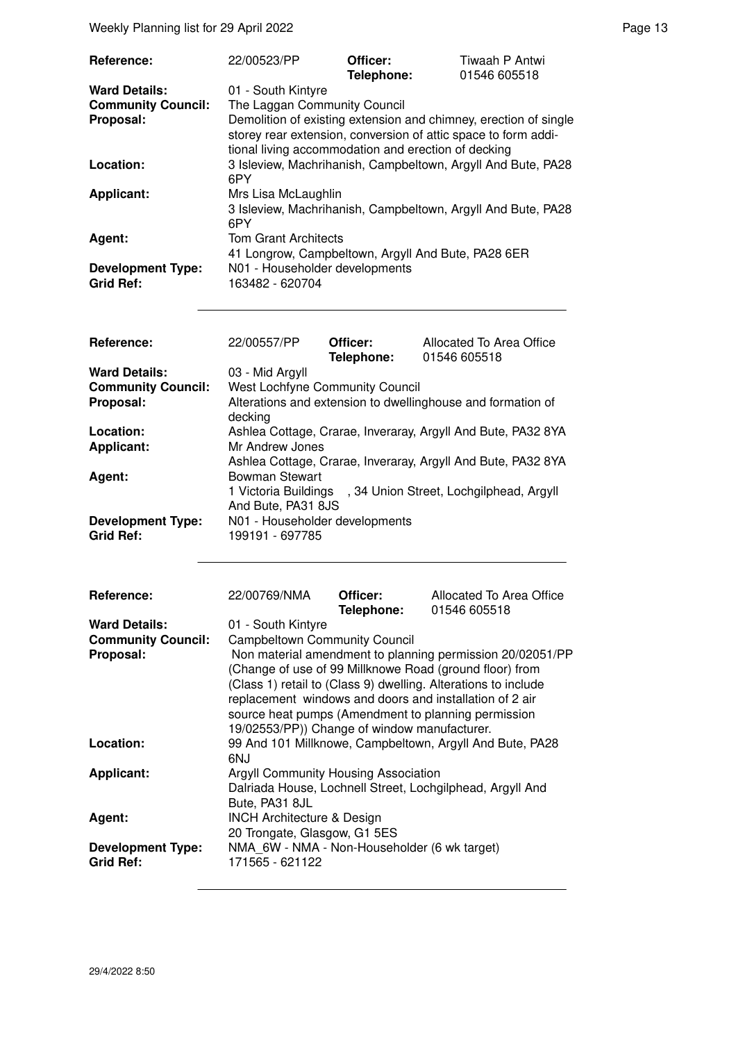| | | | |
|---|---|---|---|
| **Reference:** | 22/00523/PP | **Officer:** **Telephone:** | Tiwaah P Antwi 01546 605518 |
| **Ward Details:** | 01 - South Kintyre | | |
| **Community Council:** | The Laggan Community Council | | |
| **Proposal:** | Demolition of existing extension and chimney, erection of single storey rear extension, conversion of attic space to form additional living accommodation and erection of decking | | |
| **Location:** | 3 Isleview, Machrihanish, Campbeltown, Argyll And Bute, PA28 6PY | | |
| **Applicant:** | Mrs Lisa McLaughlin 3 Isleview, Machrihanish, Campbeltown, Argyll And Bute, PA28 6PY | | |
| **Agent:** | Tom Grant Architects 41 Longrow, Campbeltown, Argyll And Bute, PA28 6ER | | |
| **Development Type:** | N01 - Householder developments | | |
| **Grid Ref:** | 163482 - 620704 | | |

| | | | |
|---|---|---|---|
| **Reference:** | 22/00557/PP | **Officer:** **Telephone:** | Allocated To Area Office 01546 605518 |
| **Ward Details:** | 03 - Mid Argyll | | |
| **Community Council:** | West Lochfyne Community Council | | |
| **Proposal:** | Alterations and extension to dwellinghouse and formation of decking | | |
| **Location:** | Ashlea Cottage, Crarae, Inveraray, Argyll And Bute, PA32 8YA | | |
| **Applicant:** | Mr Andrew Jones Ashlea Cottage, Crarae, Inveraray, Argyll And Bute, PA32 8YA | | |
| **Agent:** | Bowman Stewart 1 Victoria Buildings , 34 Union Street, Lochgilphead, Argyll And Bute, PA31 8JS | | |
| **Development Type:** | N01 - Householder developments | | |
| **Grid Ref:** | 199191 - 697785 | | |

| | | | |
|---|---|---|---|
| **Reference:** | 22/00769/NMA | **Officer:** **Telephone:** | Allocated To Area Office 01546 605518 |
| **Ward Details:** | 01 - South Kintyre | | |
| **Community Council:** | Campbeltown Community Council | | |
| **Proposal:** | Non material amendment to planning permission 20/02051/PP (Change of use of 99 Millknowe Road (ground floor) from (Class 1) retail to (Class 9) dwelling. Alterations to include replacement windows and doors and installation of 2 air source heat pumps (Amendment to planning permission 19/02553/PP)) Change of window manufacturer. | | |
| **Location:** | 99 And 101 Millknowe, Campbeltown, Argyll And Bute, PA28 6NJ | | |
| **Applicant:** | Argyll Community Housing Association Dalriada House, Lochnell Street, Lochgilphead, Argyll And Bute, PA31 8JL | | |
| **Agent:** | INCH Architecture & Design 20 Trongate, Glasgow, G1 5ES | | |
| **Development Type:** | NMA_6W - NMA - Non-Householder (6 wk target) | | |
| **Grid Ref:** | 171565 - 621122 | | |